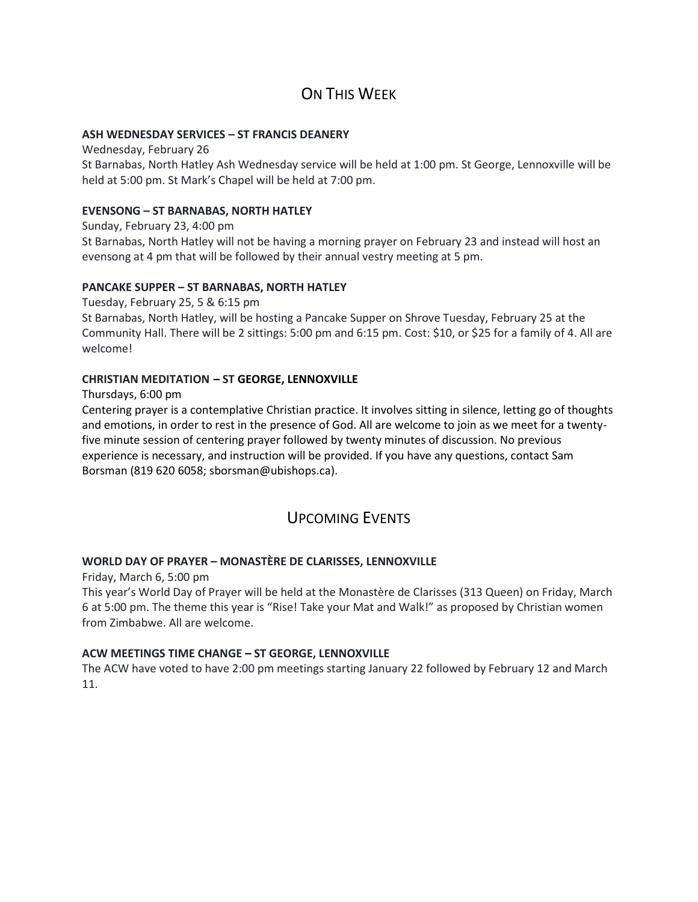# On This Week

**ASH WEDNESDAY SERVICES – ST FRANCIS DEANERY**

Wednesday, February 26

St Barnabas, North Hatley Ash Wednesday service will be held at 1:00 pm. St George, Lennoxville will be held at 5:00 pm. St Mark's Chapel will be held at 7:00 pm.

**EVENSONG – ST BARNABAS, NORTH HATLEY**

Sunday, February 23, 4:00 pm

St Barnabas, North Hatley will not be having a morning prayer on February 23 and instead will host an evensong at 4 pm that will be followed by their annual vestry meeting at 5 pm.

**PANCAKE SUPPER – ST BARNABAS, NORTH HATLEY**

Tuesday, February 25, 5 & 6:15 pm

St Barnabas, North Hatley, will be hosting a Pancake Supper on Shrove Tuesday, February 25 at the Community Hall. There will be 2 sittings: 5:00 pm and 6:15 pm. Cost: $10, or $25 for a family of 4. All are welcome!

**CHRISTIAN MEDITATION – ST GEORGE, LENNOXVILLE**

Thursdays, 6:00 pm

Centering prayer is a contemplative Christian practice. It involves sitting in silence, letting go of thoughts and emotions, in order to rest in the presence of God. All are welcome to join as we meet for a twenty-five minute session of centering prayer followed by twenty minutes of discussion. No previous experience is necessary, and instruction will be provided. If you have any questions, contact Sam Borsman (819 620 6058; sborsman@ubishops.ca).

# Upcoming Events

**WORLD DAY OF PRAYER – MONASTÈRE DE CLARISSES, LENNOXVILLE**

Friday, March 6, 5:00 pm

This year's World Day of Prayer will be held at the Monastère de Clarisses (313 Queen) on Friday, March 6 at 5:00 pm. The theme this year is "Rise! Take your Mat and Walk!" as proposed by Christian women from Zimbabwe. All are welcome.

**ACW MEETINGS TIME CHANGE – ST GEORGE, LENNOXVILLE**

The ACW have voted to have 2:00 pm meetings starting January 22 followed by February 12 and March 11.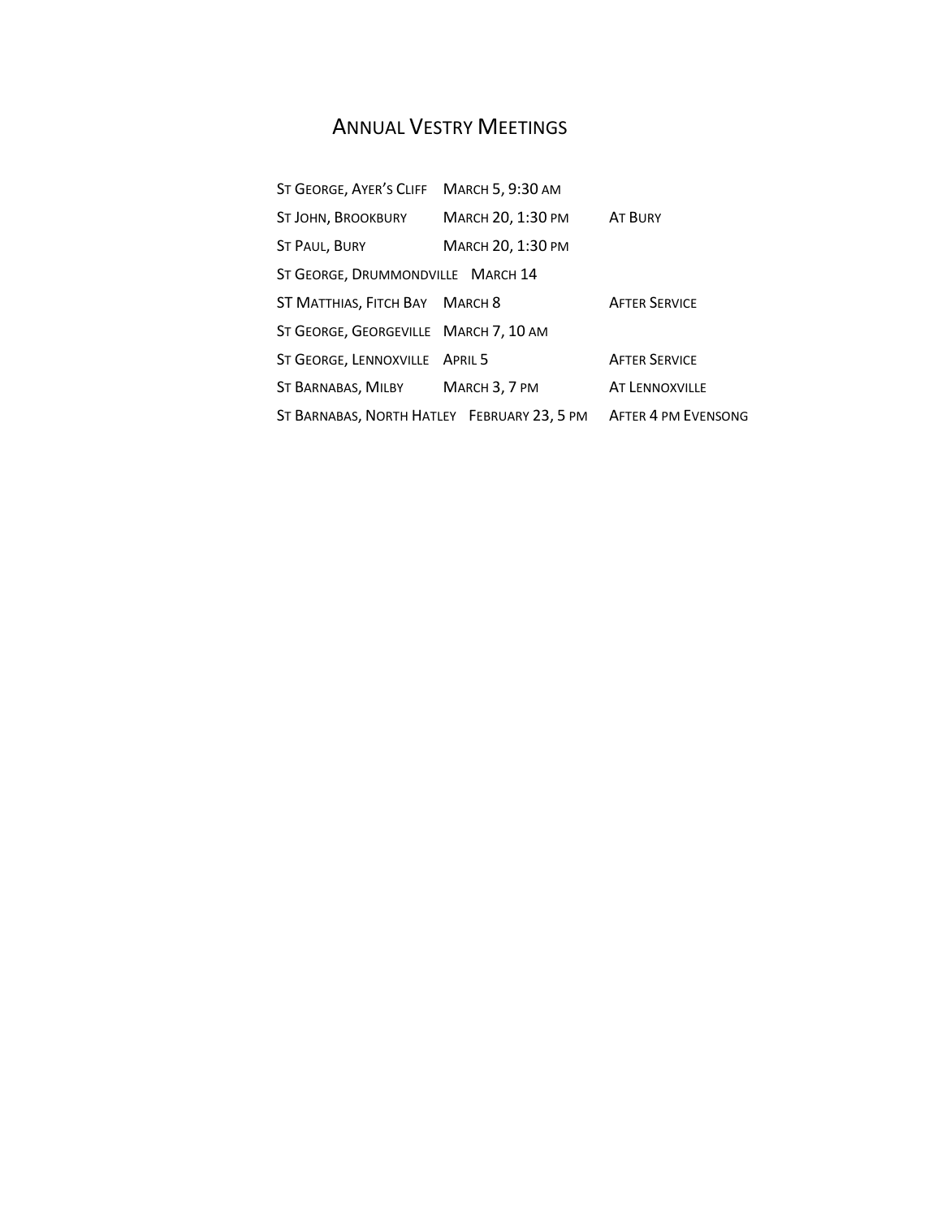## Annual Vestry Meetings

| | | |
|---|---|---|
| St George, Ayer's Cliff | March 5, 9:30 AM | |
| St John, Brookbury | March 20, 1:30 PM | At Bury |
| St Paul, Bury | March 20, 1:30 PM | |
| St George, Drummondville | March 14 | |
| ST Matthias, Fitch Bay | March 8 | After Service |
| St George, Georgeville | March 7, 10 AM | |
| St George, Lennoxville | April 5 | After Service |
| St Barnabas, Milby | March 3, 7 PM | At Lennoxville |
| St Barnabas, North Hatley | February 23, 5 PM | After 4 PM Evensong |